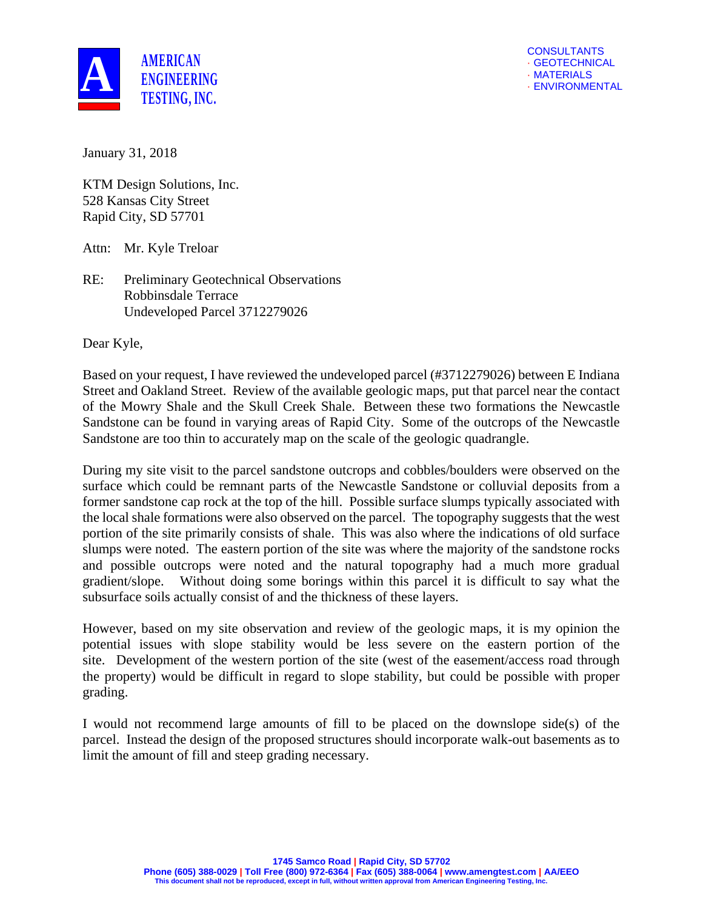**AMERICAN ENGINEERING TESTING, INC.**

CONSULTANTS
· GEOTECHNICAL
· MATERIALS
· ENVIRONMENTAL

January 31, 2018

KTM Design Solutions, Inc.
528 Kansas City Street
Rapid City, SD 57701

Attn: Mr. Kyle Treloar

RE: Preliminary Geotechnical Observations
Robbinsdale Terrace
Undeveloped Parcel 3712279026

Dear Kyle,

Based on your request, I have reviewed the undeveloped parcel (#3712279026) between E Indiana Street and Oakland Street. Review of the available geologic maps, put that parcel near the contact of the Mowry Shale and the Skull Creek Shale. Between these two formations the Newcastle Sandstone can be found in varying areas of Rapid City. Some of the outcrops of the Newcastle Sandstone are too thin to accurately map on the scale of the geologic quadrangle.

During my site visit to the parcel sandstone outcrops and cobbles/boulders were observed on the surface which could be remnant parts of the Newcastle Sandstone or colluvial deposits from a former sandstone cap rock at the top of the hill. Possible surface slumps typically associated with the local shale formations were also observed on the parcel. The topography suggests that the west portion of the site primarily consists of shale. This was also where the indications of old surface slumps were noted. The eastern portion of the site was where the majority of the sandstone rocks and possible outcrops were noted and the natural topography had a much more gradual gradient/slope. Without doing some borings within this parcel it is difficult to say what the subsurface soils actually consist of and the thickness of these layers.

However, based on my site observation and review of the geologic maps, it is my opinion the potential issues with slope stability would be less severe on the eastern portion of the site. Development of the western portion of the site (west of the easement/access road through the property) would be difficult in regard to slope stability, but could be possible with proper grading.

I would not recommend large amounts of fill to be placed on the downslope side(s) of the parcel. Instead the design of the proposed structures should incorporate walk-out basements as to limit the amount of fill and steep grading necessary.

1745 Samco Road | Rapid City, SD 57702
Phone (605) 388-0029 | Toll Free (800) 972-6364 | Fax (605) 388-0064 | www.amengtest.com | AA/EEO
This document shall not be reproduced, except in full, without written approval from American Engineering Testing, Inc.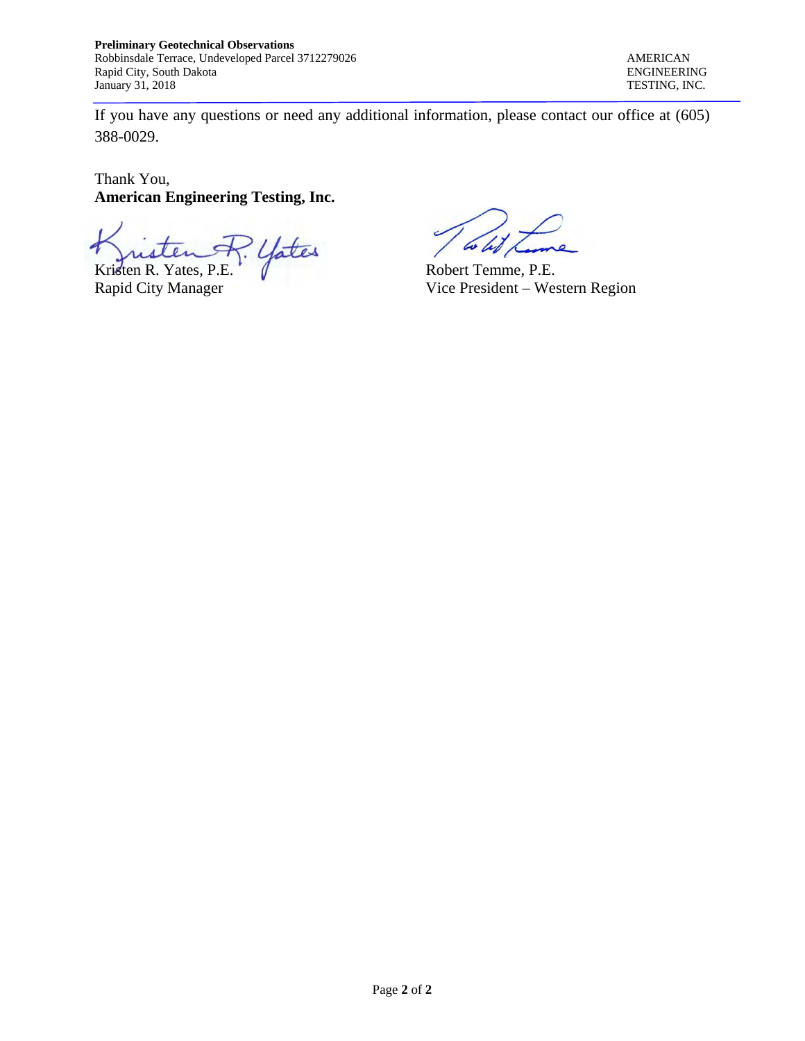If you have any questions or need any additional information, please contact our office at (605) 388-0029.

Thank You,
**American Engineering Testing, Inc.**

Kristen R. Yates, P.E.
Rapid City Manager

Robert Temme, P.E.
Vice President – Western Region